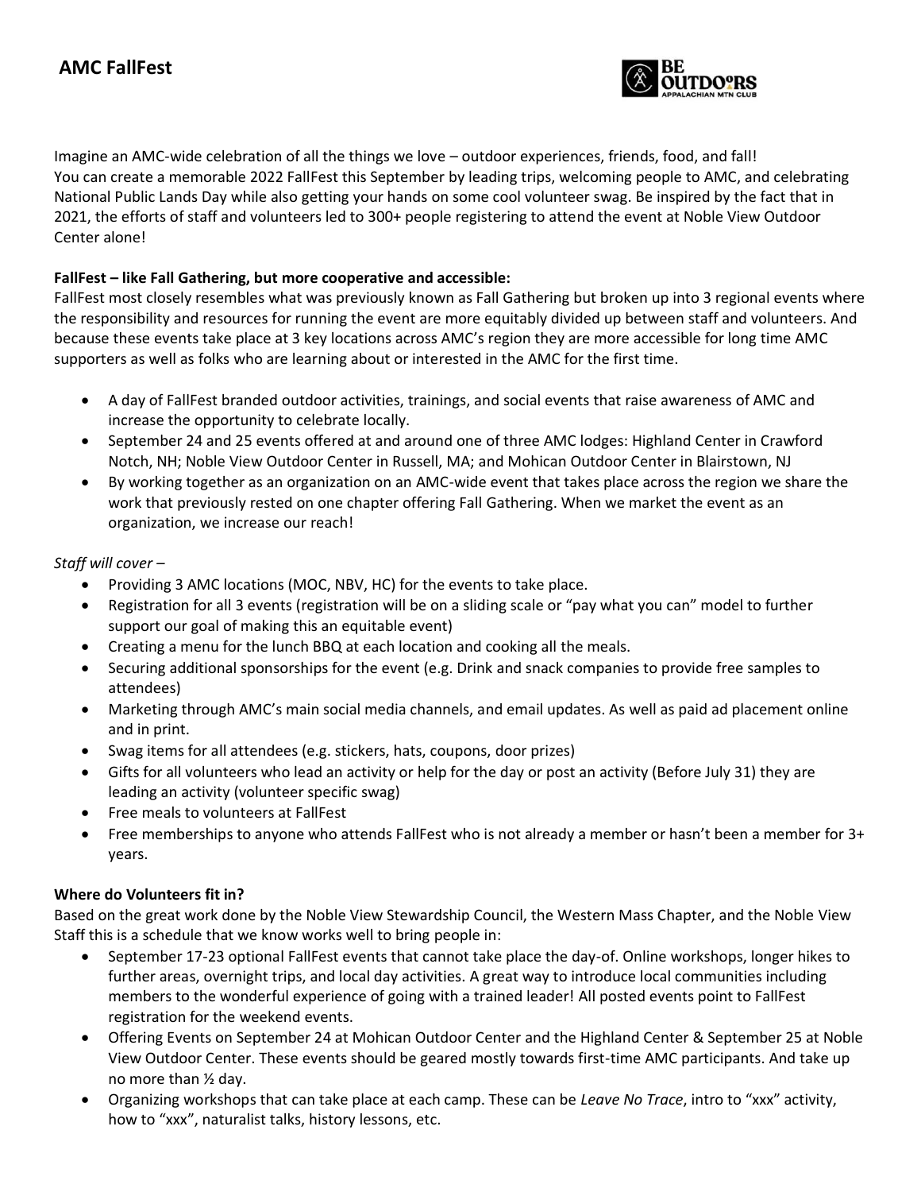# AMC FallFest

Imagine an AMC-wide celebration of all the things we love – outdoor experiences, friends, food, and fall! You can create a memorable 2022 FallFest this September by leading trips, welcoming people to AMC, and celebrating National Public Lands Day while also getting your hands on some cool volunteer swag. Be inspired by the fact that in 2021, the efforts of staff and volunteers led to 300+ people registering to attend the event at Noble View Outdoor Center alone!

**FallFest – like Fall Gathering, but more cooperative and accessible:**

FallFest most closely resembles what was previously known as Fall Gathering but broken up into 3 regional events where the responsibility and resources for running the event are more equitably divided up between staff and volunteers. And because these events take place at 3 key locations across AMC's region they are more accessible for long time AMC supporters as well as folks who are learning about or interested in the AMC for the first time.

- A day of FallFest branded outdoor activities, trainings, and social events that raise awareness of AMC and increase the opportunity to celebrate locally.
- September 24 and 25 events offered at and around one of three AMC lodges: Highland Center in Crawford Notch, NH; Noble View Outdoor Center in Russell, MA; and Mohican Outdoor Center in Blairstown, NJ
- By working together as an organization on an AMC-wide event that takes place across the region we share the work that previously rested on one chapter offering Fall Gathering. When we market the event as an organization, we increase our reach!

*Staff will cover –*

- Providing 3 AMC locations (MOC, NBV, HC) for the events to take place.
- Registration for all 3 events (registration will be on a sliding scale or "pay what you can" model to further support our goal of making this an equitable event)
- Creating a menu for the lunch BBQ at each location and cooking all the meals.
- Securing additional sponsorships for the event (e.g. Drink and snack companies to provide free samples to attendees)
- Marketing through AMC's main social media channels, and email updates. As well as paid ad placement online and in print.
- Swag items for all attendees (e.g. stickers, hats, coupons, door prizes)
- Gifts for all volunteers who lead an activity or help for the day or post an activity (Before July 31) they are leading an activity (volunteer specific swag)
- Free meals to volunteers at FallFest
- Free memberships to anyone who attends FallFest who is not already a member or hasn't been a member for 3+ years.

**Where do Volunteers fit in?**

Based on the great work done by the Noble View Stewardship Council, the Western Mass Chapter, and the Noble View Staff this is a schedule that we know works well to bring people in:

- September 17-23 optional FallFest events that cannot take place the day-of. Online workshops, longer hikes to further areas, overnight trips, and local day activities. A great way to introduce local communities including members to the wonderful experience of going with a trained leader! All posted events point to FallFest registration for the weekend events.
- Offering Events on September 24 at Mohican Outdoor Center and the Highland Center & September 25 at Noble View Outdoor Center. These events should be geared mostly towards first-time AMC participants. And take up no more than ½ day.
- Organizing workshops that can take place at each camp. These can be *Leave No Trace*, intro to "xxx" activity, how to "xxx", naturalist talks, history lessons, etc.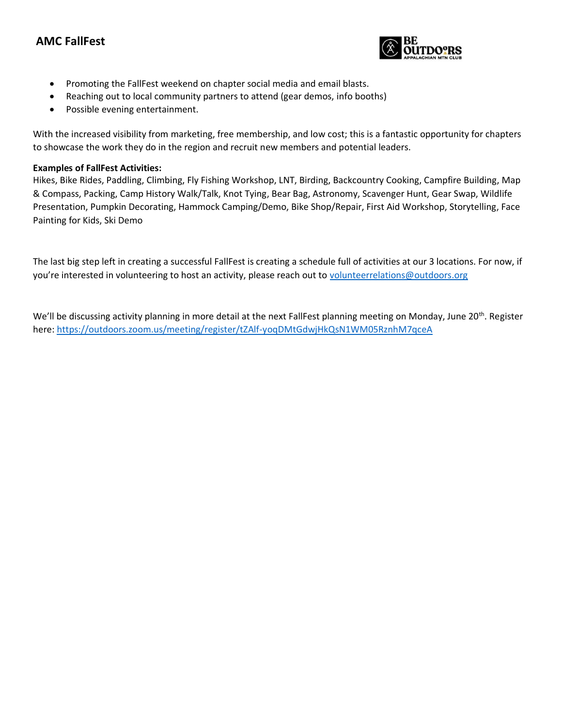- Promoting the FallFest weekend on chapter social media and email blasts.
- Reaching out to local community partners to attend (gear demos, info booths)
- Possible evening entertainment.

With the increased visibility from marketing, free membership, and low cost; this is a fantastic opportunity for chapters to showcase the work they do in the region and recruit new members and potential leaders.

**Examples of FallFest Activities:**
Hikes, Bike Rides, Paddling, Climbing, Fly Fishing Workshop, LNT, Birding, Backcountry Cooking, Campfire Building, Map & Compass, Packing, Camp History Walk/Talk, Knot Tying, Bear Bag, Astronomy, Scavenger Hunt, Gear Swap, Wildlife Presentation, Pumpkin Decorating, Hammock Camping/Demo, Bike Shop/Repair, First Aid Workshop, Storytelling, Face Painting for Kids, Ski Demo

The last big step left in creating a successful FallFest is creating a schedule full of activities at our 3 locations. For now, if you're interested in volunteering to host an activity, please reach out to [volunteerrelations@outdoors.org](mailto:volunteerrelations@outdoors.org)

We'll be discussing activity planning in more detail at the next FallFest planning meeting on Monday, June 20th. Register here: [https://outdoors.zoom.us/meeting/register/tZAlf-yoqDMtGdwjHkQsN1WM05RznhM7qceA](https://outdoors.zoom.us/meeting/register/tZAlf-yoqDMtGdwjHkQsN1WM05RznhM7qceA)